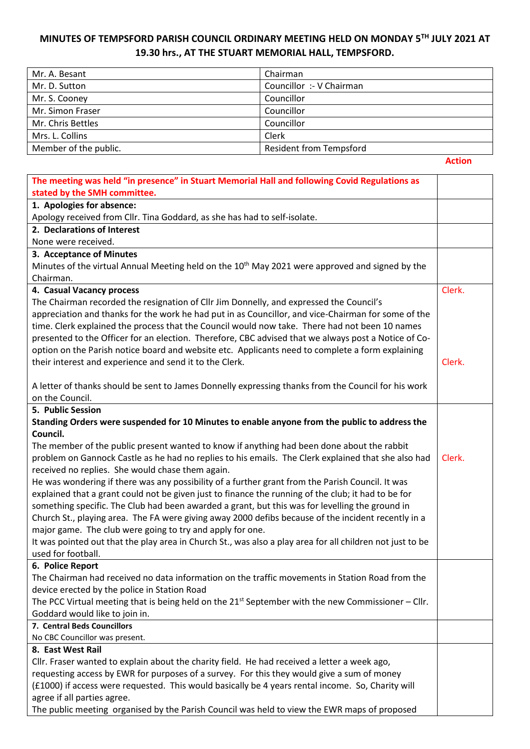# MINUTES OF TEMPSFORD PARISH COUNCIL ORDINARY MEETING HELD ON MONDAY 5TH JULY 2021 AT 19.30 hrs., AT THE STUART MEMORIAL HALL, TEMPSFORD.

| | |
|---|---|
| Mr. A. Besant | Chairman |
| Mr. D. Sutton | Councillor :- V Chairman |
| Mr. S. Cooney | Councillor |
| Mr. Simon Fraser | Councillor |
| Mr. Chris Bettles | Councillor |
| Mrs. L. Collins | Clerk |
| Member of the public. | Resident from Tempsford |

| | Action |
|---|---|
| **The meeting was held "in presence" in Stuart Memorial Hall and following Covid Regulations as stated by the SMH committee.** | |
| **1. Apologies for absence:**<br>Apology received from Cllr. Tina Goddard, as she has had to self-isolate. | |
| **2. Declarations of Interest**<br>None were received. | |
| **3. Acceptance of Minutes**<br>Minutes of the virtual Annual Meeting held on the 10th May 2021 were approved and signed by the Chairman. | |
| **4. Casual Vacancy process**<br>The Chairman recorded the resignation of Cllr Jim Donnelly, and expressed the Council's appreciation and thanks for the work he had put in as Councillor, and vice-Chairman for some of the time. Clerk explained the process that the Council would now take. There had not been 10 names presented to the Officer for an election. Therefore, CBC advised that we always post a Notice of Co-option on the Parish notice board and website etc. Applicants need to complete a form explaining their interest and experience and send it to the Clerk.<br><br>A letter of thanks should be sent to James Donnelly expressing thanks from the Council for his work on the Council. | Clerk.<br><br><br><br><br><br>Clerk. |
| **5. Public Session**<br>**Standing Orders were suspended for 10 Minutes to enable anyone from the public to address the Council.**<br>The member of the public present wanted to know if anything had been done about the rabbit problem on Gannock Castle as he had no replies to his emails. The Clerk explained that she also had received no replies. She would chase them again.<br>He was wondering if there was any possibility of a further grant from the Parish Council. It was explained that a grant could not be given just to finance the running of the club; it had to be for something specific. The Club had been awarded a grant, but this was for levelling the ground in Church St., playing area. The FA were giving away 2000 defibs because of the incident recently in a major game. The club were going to try and apply for one.<br>It was pointed out that the play area in Church St., was also a play area for all children not just to be used for football. | <br><br><br><br>Clerk. |
| **6. Police Report**<br>The Chairman had received no data information on the traffic movements in Station Road from the device erected by the police in Station Road<br>The PCC Virtual meeting that is being held on the 21st September with the new Commissioner – Cllr. Goddard would like to join in. | |
| **7. Central Beds Councillors**<br>No CBC Councillor was present. | |
| **8. East West Rail**<br>Cllr. Fraser wanted to explain about the charity field. He had received a letter a week ago, requesting access by EWR for purposes of a survey. For this they would give a sum of money (£1000) if access were requested. This would basically be 4 years rental income. So, Charity will agree if all parties agree.<br>The public meeting organised by the Parish Council was held to view the EWR maps of proposed | |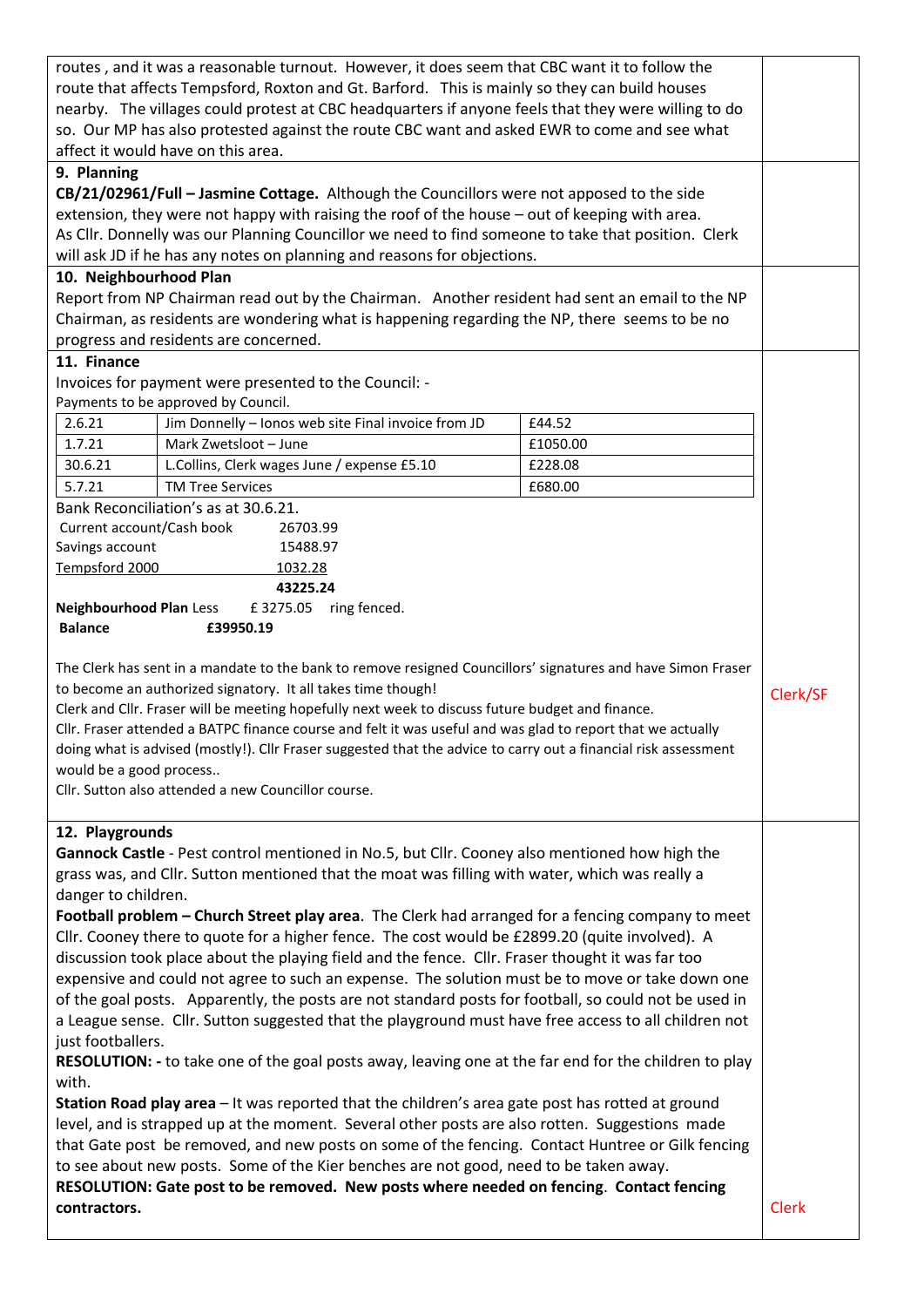routes , and it was a reasonable turnout. However, it does seem that CBC want it to follow the route that affects Tempsford, Roxton and Gt. Barford. This is mainly so they can build houses nearby. The villages could protest at CBC headquarters if anyone feels that they were willing to do so. Our MP has also protested against the route CBC want and asked EWR to come and see what affect it would have on this area.

**9. Planning**

**CB/21/02961/Full – Jasmine Cottage.** Although the Councillors were not apposed to the side extension, they were not happy with raising the roof of the house – out of keeping with area. As Cllr. Donnelly was our Planning Councillor we need to find someone to take that position. Clerk will ask JD if he has any notes on planning and reasons for objections.

**10. Neighbourhood Plan**

Report from NP Chairman read out by the Chairman. Another resident had sent an email to the NP Chairman, as residents are wondering what is happening regarding the NP, there seems to be no progress and residents are concerned.

**11. Finance**

Invoices for payment were presented to the Council: -

Payments to be approved by Council.

| | | |
|---|---|---|
| 2.6.21 | Jim Donnelly – Ionos web site Final invoice from JD | £44.52 |
| 1.7.21 | Mark Zwetsloot – June | £1050.00 |
| 30.6.21 | L.Collins, Clerk wages June / expense £5.10 | £228.08 |
| 5.7.21 | TM Tree Services | £680.00 |

Bank Reconciliation's as at 30.6.21.

| | |
|---|---|
| Current account/Cash book | 26703.99 |
| Savings account | 15488.97 |
| Tempsford 2000 | 1032.28 |
| | **43225.24** |
| **Neighbourhood Plan** Less | £ 3275.05 ring fenced. |
| **Balance** | **£39950.19** |

The Clerk has sent in a mandate to the bank to remove resigned Councillors' signatures and have Simon Fraser to become an authorized signatory. It all takes time though!

Clerk and Cllr. Fraser will be meeting hopefully next week to discuss future budget and finance. — Clerk/SF

Cllr. Fraser attended a BATPC finance course and felt it was useful and was glad to report that we actually doing what is advised (mostly!). Cllr Fraser suggested that the advice to carry out a financial risk assessment would be a good process..

Cllr. Sutton also attended a new Councillor course.

**12. Playgrounds**

**Gannock Castle** - Pest control mentioned in No.5, but Cllr. Cooney also mentioned how high the grass was, and Cllr. Sutton mentioned that the moat was filling with water, which was really a danger to children.

**Football problem – Church Street play area**. The Clerk had arranged for a fencing company to meet Cllr. Cooney there to quote for a higher fence. The cost would be £2899.20 (quite involved). A discussion took place about the playing field and the fence. Cllr. Fraser thought it was far too expensive and could not agree to such an expense. The solution must be to move or take down one of the goal posts. Apparently, the posts are not standard posts for football, so could not be used in a League sense. Cllr. Sutton suggested that the playground must have free access to all children not just footballers.

**RESOLUTION: -** to take one of the goal posts away, leaving one at the far end for the children to play with.

**Station Road play area** – It was reported that the children's area gate post has rotted at ground level, and is strapped up at the moment. Several other posts are also rotten. Suggestions made that Gate post be removed, and new posts on some of the fencing. Contact Huntree or Gilk fencing to see about new posts. Some of the Kier benches are not good, need to be taken away.

**RESOLUTION: Gate post to be removed. New posts where needed on fencing**. **Contact fencing contractors.** — Clerk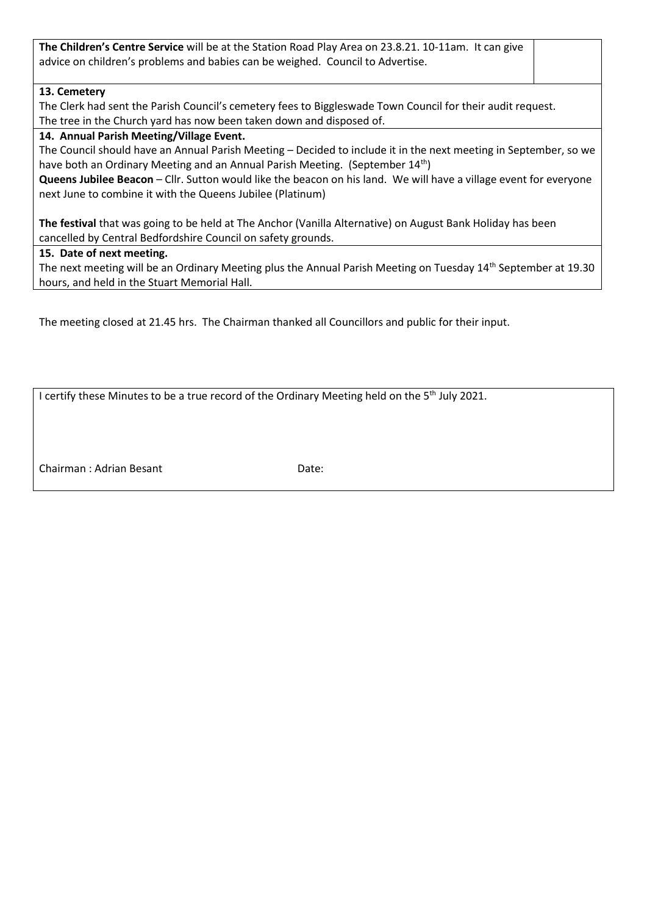**The Children's Centre Service** will be at the Station Road Play Area on 23.8.21. 10-11am. It can give advice on children's problems and babies can be weighed. Council to Advertise.

**13. Cemetery**

The Clerk had sent the Parish Council's cemetery fees to Biggleswade Town Council for their audit request. The tree in the Church yard has now been taken down and disposed of.

**14. Annual Parish Meeting/Village Event.**

The Council should have an Annual Parish Meeting – Decided to include it in the next meeting in September, so we have both an Ordinary Meeting and an Annual Parish Meeting. (September 14th)

**Queens Jubilee Beacon** – Cllr. Sutton would like the beacon on his land. We will have a village event for everyone next June to combine it with the Queens Jubilee (Platinum)

**The festival** that was going to be held at The Anchor (Vanilla Alternative) on August Bank Holiday has been cancelled by Central Bedfordshire Council on safety grounds.

**15. Date of next meeting.**

The next meeting will be an Ordinary Meeting plus the Annual Parish Meeting on Tuesday 14th September at 19.30 hours, and held in the Stuart Memorial Hall.

The meeting closed at 21.45 hrs. The Chairman thanked all Councillors and public for their input.

I certify these Minutes to be a true record of the Ordinary Meeting held on the 5th July 2021.

Chairman : Adrian Besant Date: